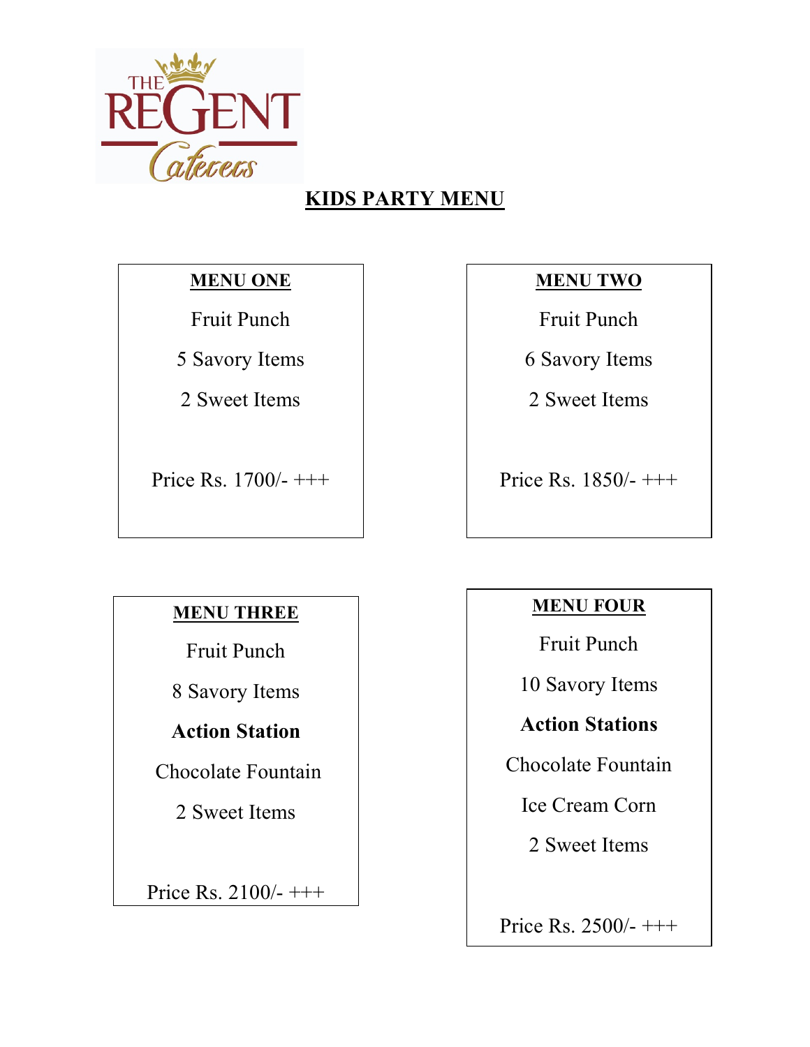THE REGENT Caterers

# KIDS PARTY MENU

## MENU ONE

Fruit Punch

5 Savory Items

2 Sweet Items

Price Rs. 1700/- +++

## MENU TWO

Fruit Punch

6 Savory Items

2 Sweet Items

Price Rs. 1850/- +++

## MENU THREE

Fruit Punch

8 Savory Items

**Action Station**

Chocolate Fountain

2 Sweet Items

Price Rs. 2100/- +++

## MENU FOUR

Fruit Punch

10 Savory Items

**Action Stations**

Chocolate Fountain

Ice Cream Corn

2 Sweet Items

Price Rs. 2500/- +++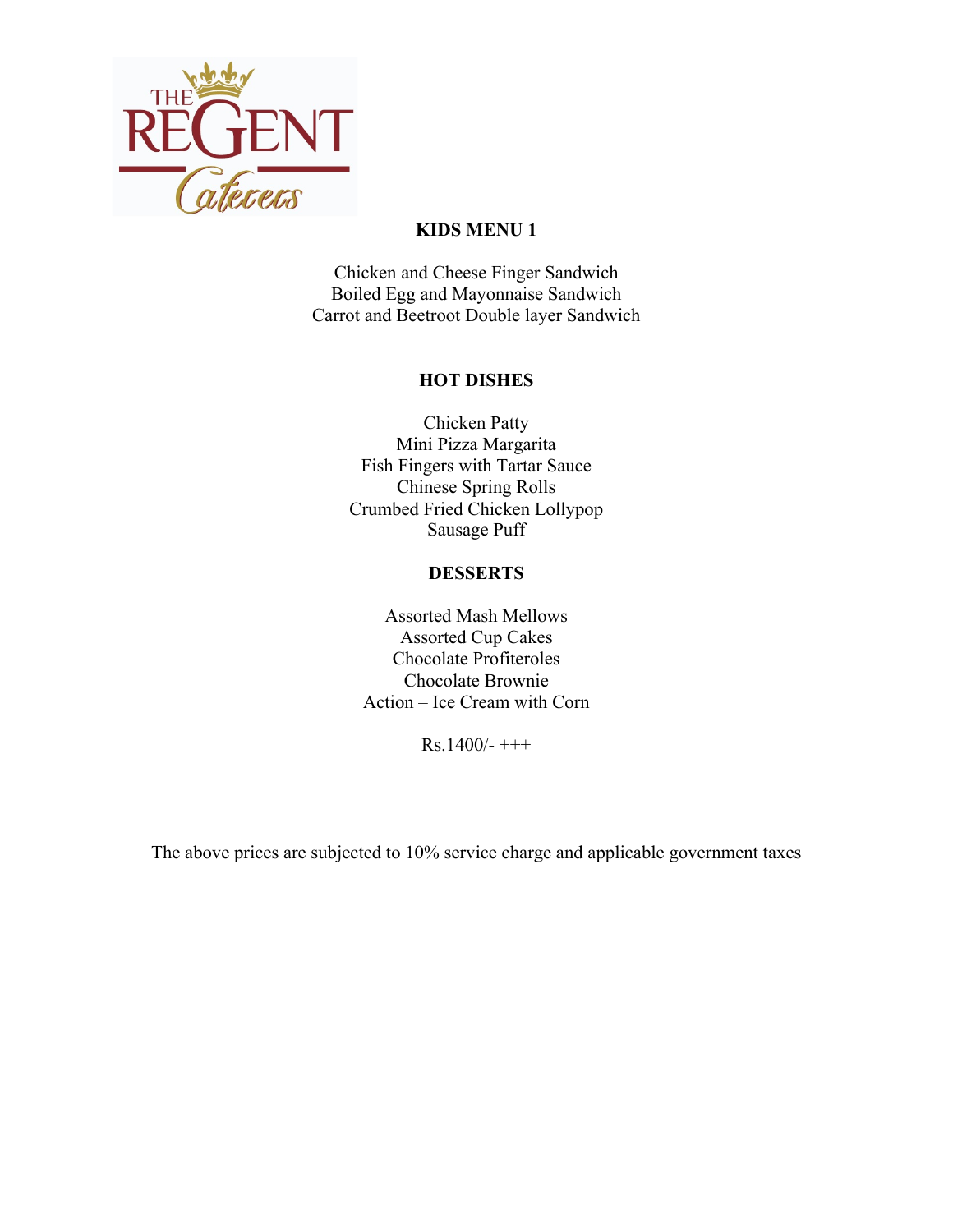## KIDS MENU 1

Chicken and Cheese Finger Sandwich
Boiled Egg and Mayonnaise Sandwich
Carrot and Beetroot Double layer Sandwich

### HOT DISHES

Chicken Patty
Mini Pizza Margarita
Fish Fingers with Tartar Sauce
Chinese Spring Rolls
Crumbed Fried Chicken Lollypop
Sausage Puff

### DESSERTS

Assorted Mash Mellows
Assorted Cup Cakes
Chocolate Profiteroles
Chocolate Brownie
Action – Ice Cream with Corn

Rs.1400/- +++

The above prices are subjected to 10% service charge and applicable government taxes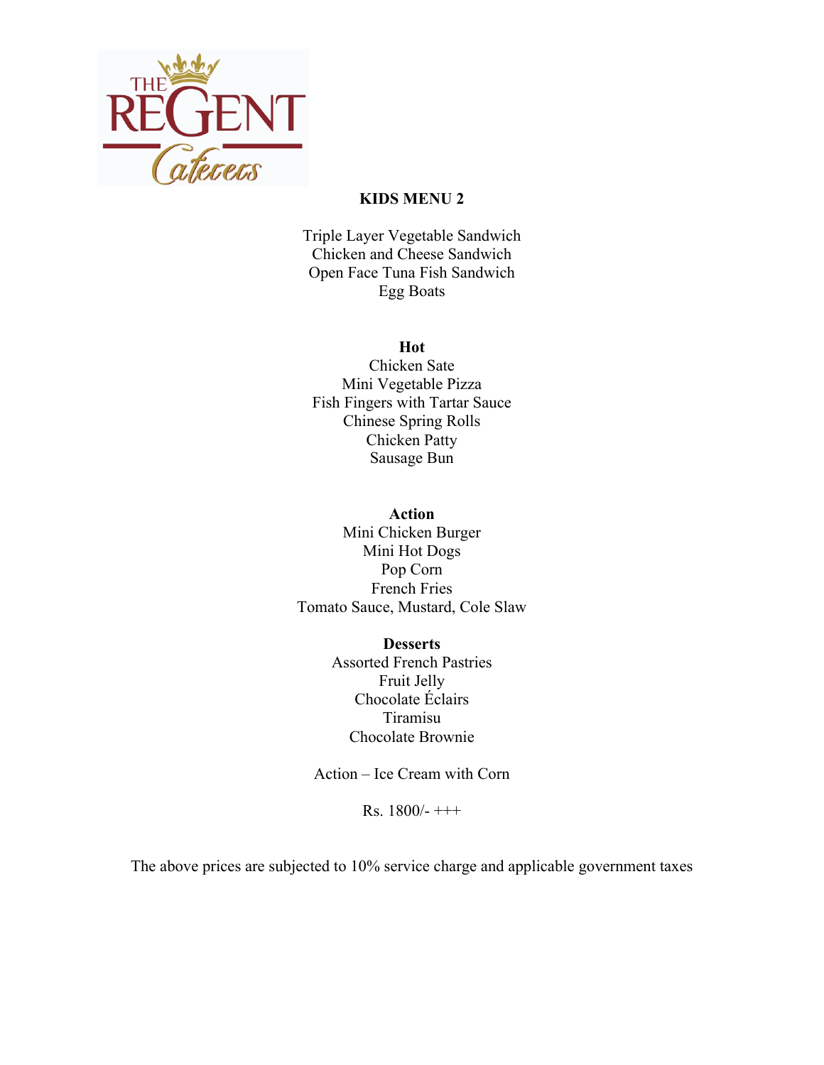# KIDS MENU 2

Triple Layer Vegetable Sandwich
Chicken and Cheese Sandwich
Open Face Tuna Fish Sandwich
Egg Boats

**Hot**

Chicken Sate
Mini Vegetable Pizza
Fish Fingers with Tartar Sauce
Chinese Spring Rolls
Chicken Patty
Sausage Bun

**Action**

Mini Chicken Burger
Mini Hot Dogs
Pop Corn
French Fries
Tomato Sauce, Mustard, Cole Slaw

**Desserts**

Assorted French Pastries
Fruit Jelly
Chocolate Éclairs
Tiramisu
Chocolate Brownie

Action – Ice Cream with Corn

Rs. 1800/- +++

The above prices are subjected to 10% service charge and applicable government taxes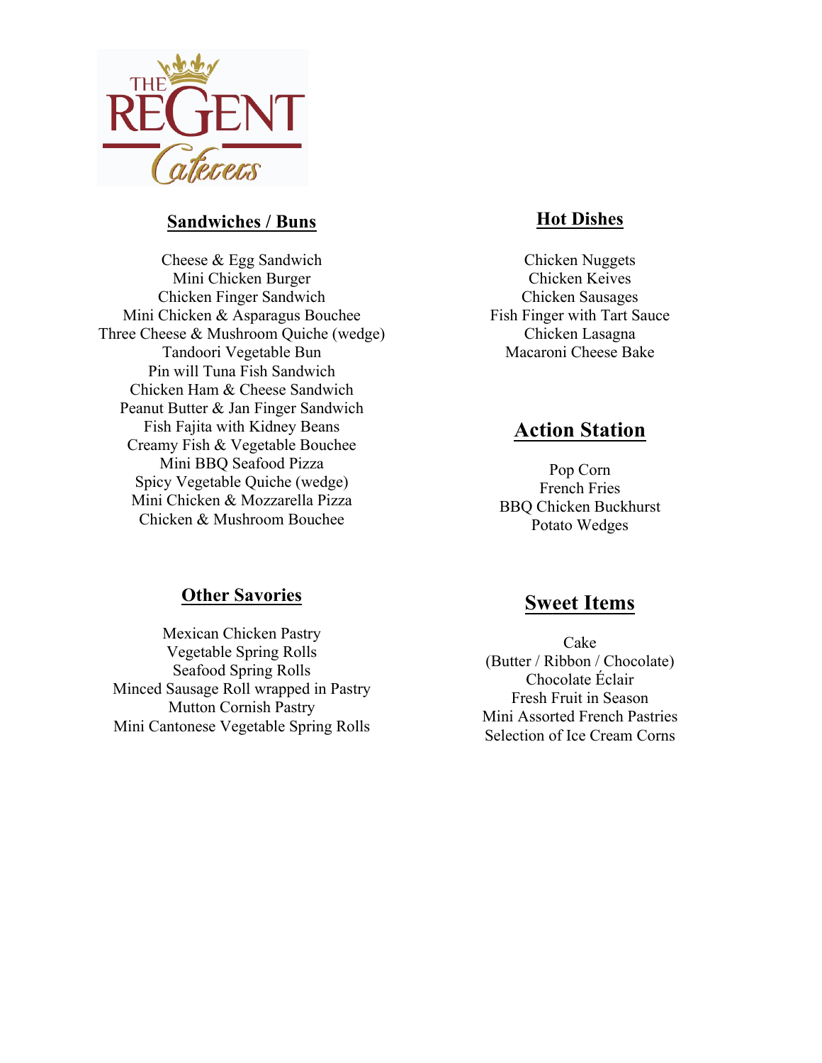THE REGENT Caterers

## Sandwiches / Buns

Cheese & Egg Sandwich
Mini Chicken Burger
Chicken Finger Sandwich
Mini Chicken & Asparagus Bouchee
Three Cheese & Mushroom Quiche (wedge)
Tandoori Vegetable Bun
Pin will Tuna Fish Sandwich
Chicken Ham & Cheese Sandwich
Peanut Butter & Jan Finger Sandwich
Fish Fajita with Kidney Beans
Creamy Fish & Vegetable Bouchee
Mini BBQ Seafood Pizza
Spicy Vegetable Quiche (wedge)
Mini Chicken & Mozzarella Pizza
Chicken & Mushroom Bouchee

## Other Savories

Mexican Chicken Pastry
Vegetable Spring Rolls
Seafood Spring Rolls
Minced Sausage Roll wrapped in Pastry
Mutton Cornish Pastry
Mini Cantonese Vegetable Spring Rolls

## Hot Dishes

Chicken Nuggets
Chicken Keives
Chicken Sausages
Fish Finger with Tart Sauce
Chicken Lasagna
Macaroni Cheese Bake

## Action Station

Pop Corn
French Fries
BBQ Chicken Buckhurst
Potato Wedges

## Sweet Items

Cake
(Butter / Ribbon / Chocolate)
Chocolate Éclair
Fresh Fruit in Season
Mini Assorted French Pastries
Selection of Ice Cream Corns